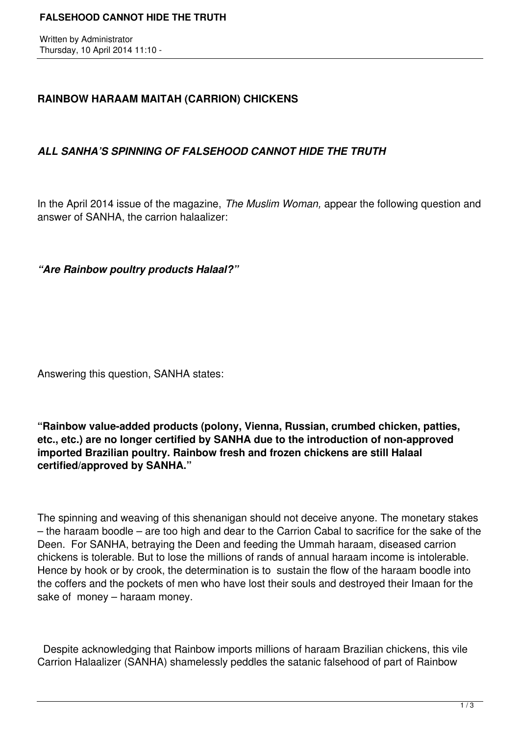**RAINBOW HARAAM MAITAH (CARRION) CHICKENS**

***ALL SANHA'S SPINNING OF FALSEHOOD CANNOT HIDE THE TRUTH***

In the April 2014 issue of the magazine, *The Muslim Woman,* appear the following question and answer of SANHA, the carrion halaalizer:

***"Are Rainbow poultry products Halaal?"***

Answering this question, SANHA states:

**"Rainbow value-added products (polony, Vienna, Russian, crumbed chicken, patties, etc., etc.) are no longer certified by SANHA due to the introduction of non-approved imported Brazilian poultry. Rainbow fresh and frozen chickens are still Halaal certified/approved by SANHA."**

The spinning and weaving of this shenanigan should not deceive anyone. The monetary stakes – the haraam boodle – are too high and dear to the Carrion Cabal to sacrifice for the sake of the Deen. For SANHA, betraying the Deen and feeding the Ummah haraam, diseased carrion chickens is tolerable. But to lose the millions of rands of annual haraam income is intolerable. Hence by hook or by crook, the determination is to sustain the flow of the haraam boodle into the coffers and the pockets of men who have lost their souls and destroyed their Imaan for the sake of money – haraam money.

Despite acknowledging that Rainbow imports millions of haraam Brazilian chickens, this vile Carrion Halaalizer (SANHA) shamelessly peddles the satanic falsehood of part of Rainbow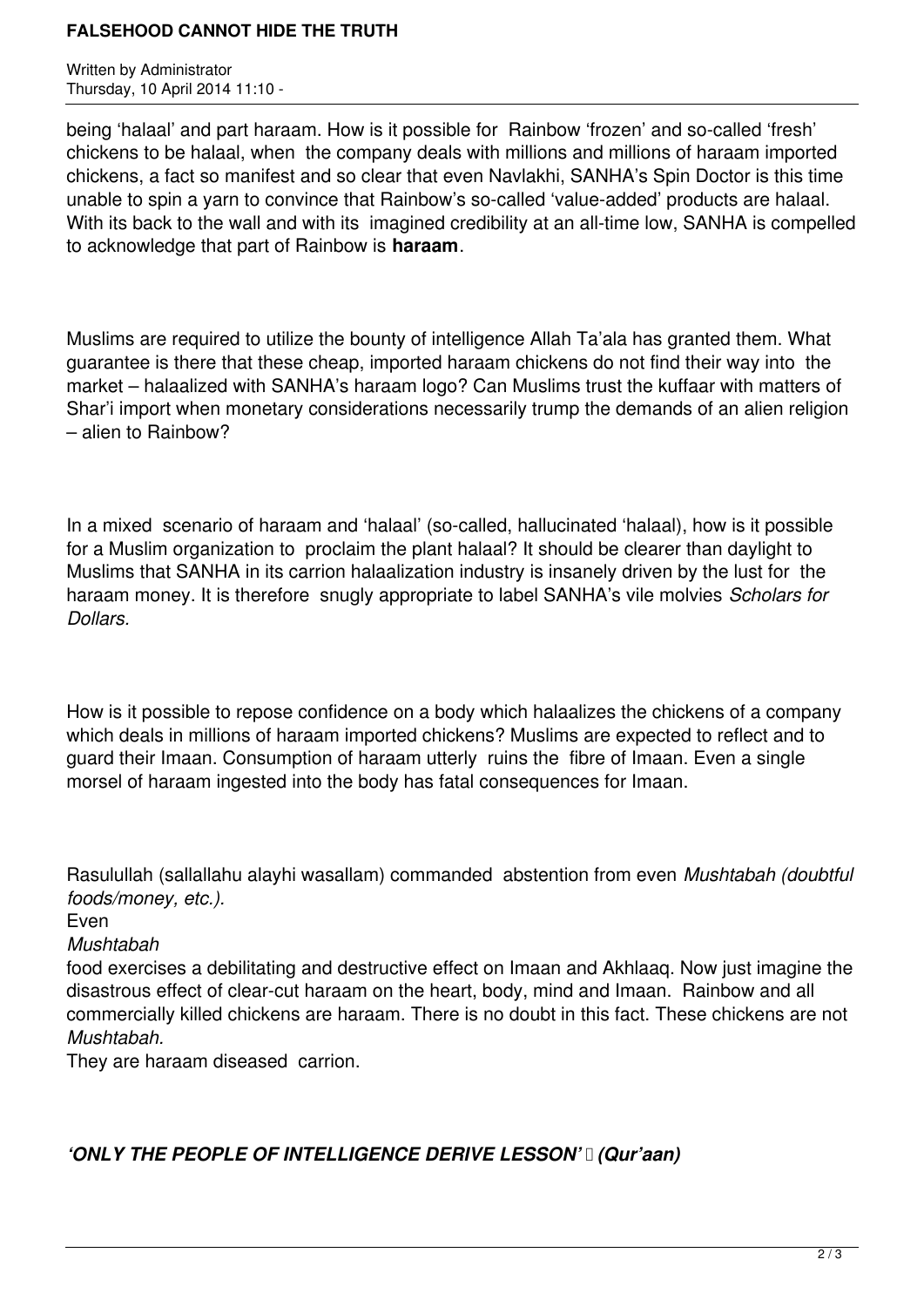being 'halaal' and part haraam. How is it possible for Rainbow 'frozen' and so-called 'fresh' chickens to be halaal, when the company deals with millions and millions of haraam imported chickens, a fact so manifest and so clear that even Navlakhi, SANHA's Spin Doctor is this time unable to spin a yarn to convince that Rainbow's so-called 'value-added' products are halaal. With its back to the wall and with its imagined credibility at an all-time low, SANHA is compelled to acknowledge that part of Rainbow is **haraam**.

Muslims are required to utilize the bounty of intelligence Allah Ta'ala has granted them. What guarantee is there that these cheap, imported haraam chickens do not find their way into the market – halaalized with SANHA's haraam logo? Can Muslims trust the kuffaar with matters of Shar'i import when monetary considerations necessarily trump the demands of an alien religion – alien to Rainbow?

In a mixed scenario of haraam and 'halaal' (so-called, hallucinated 'halaal), how is it possible for a Muslim organization to proclaim the plant halaal? It should be clearer than daylight to Muslims that SANHA in its carrion halaalization industry is insanely driven by the lust for the haraam money. It is therefore snugly appropriate to label SANHA's vile molvies *Scholars for Dollars.*

How is it possible to repose confidence on a body which halaalizes the chickens of a company which deals in millions of haraam imported chickens? Muslims are expected to reflect and to guard their Imaan. Consumption of haraam utterly ruins the fibre of Imaan. Even a single morsel of haraam ingested into the body has fatal consequences for Imaan.

Rasulullah (sallallahu alayhi wasallam) commanded abstention from even *Mushtabah (doubtful foods/money, etc.).*
Even
*Mushtabah*
food exercises a debilitating and destructive effect on Imaan and Akhlaaq. Now just imagine the disastrous effect of clear-cut haraam on the heart, body, mind and Imaan. Rainbow and all commercially killed chickens are haraam. There is no doubt in this fact. These chickens are not *Mushtabah.*
They are haraam diseased carrion.

***'ONLY THE PEOPLE OF INTELLIGENCE DERIVE LESSON' (Qur'aan)***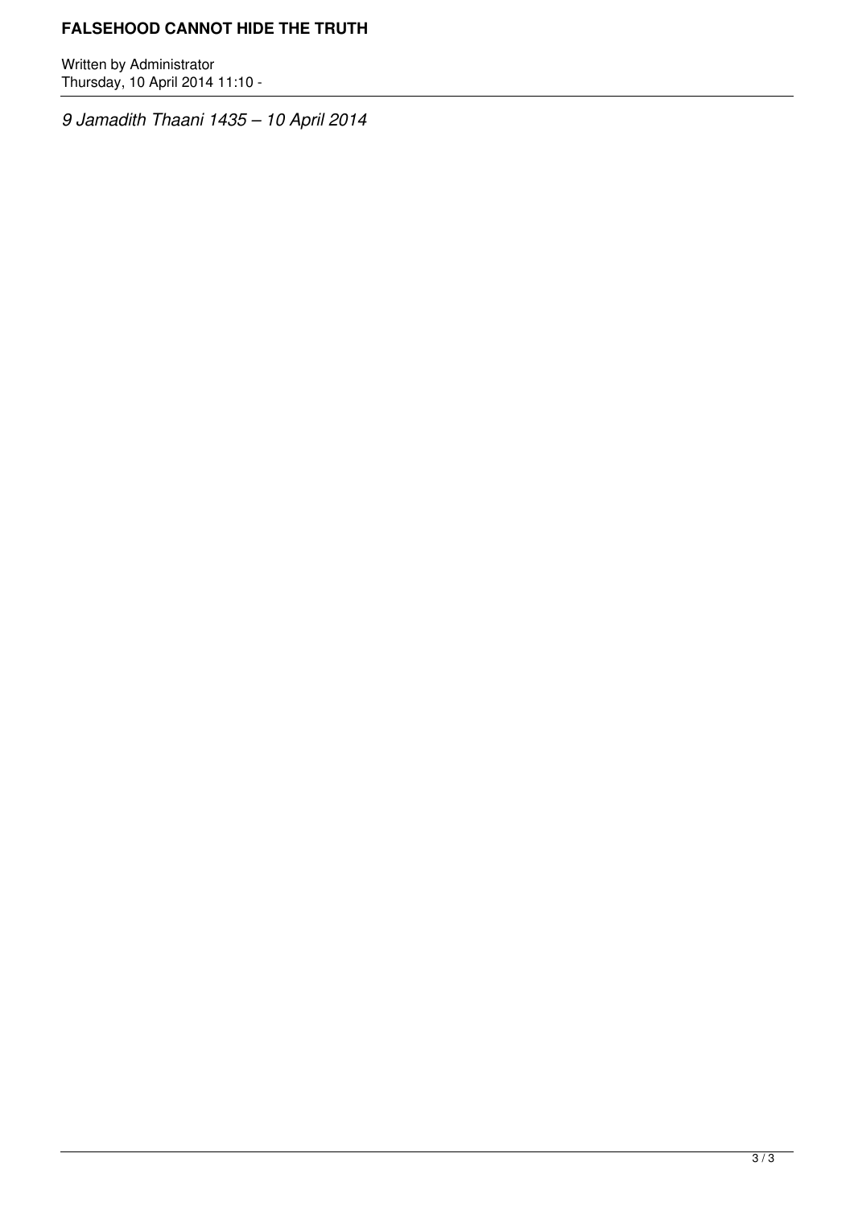*9 Jamadith Thaani 1435 – 10 April 2014*